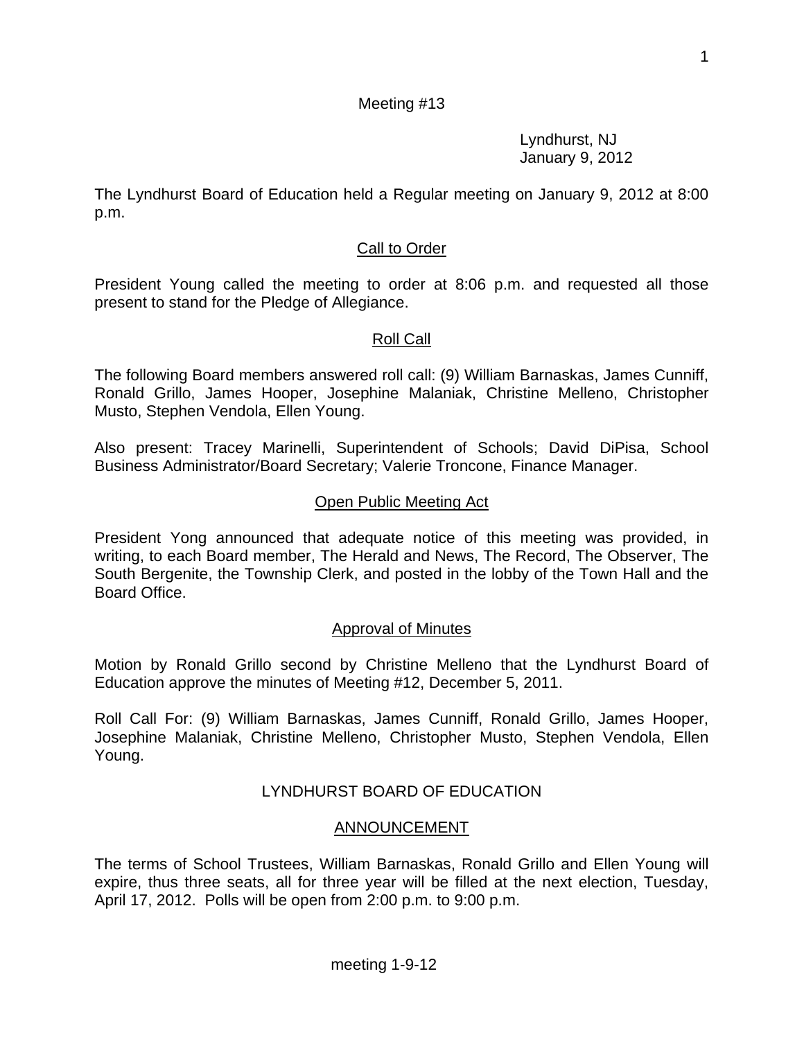Meeting #13

Lyndhurst, NJ
January 9, 2012

The Lyndhurst Board of Education held a Regular meeting on January 9, 2012 at 8:00 p.m.

## Call to Order

President Young called the meeting to order at 8:06 p.m. and requested all those present to stand for the Pledge of Allegiance.

## Roll Call

The following Board members answered roll call: (9) William Barnaskas, James Cunniff, Ronald Grillo, James Hooper, Josephine Malaniak, Christine Melleno, Christopher Musto, Stephen Vendola, Ellen Young.

Also present: Tracey Marinelli, Superintendent of Schools; David DiPisa, School Business Administrator/Board Secretary; Valerie Troncone, Finance Manager.

## Open Public Meeting Act

President Yong announced that adequate notice of this meeting was provided, in writing, to each Board member, The Herald and News, The Record, The Observer, The South Bergenite, the Township Clerk, and posted in the lobby of the Town Hall and the Board Office.

## Approval of Minutes

Motion by Ronald Grillo second by Christine Melleno that the Lyndhurst Board of Education approve the minutes of Meeting #12, December 5, 2011.

Roll Call For: (9) William Barnaskas, James Cunniff, Ronald Grillo, James Hooper, Josephine Malaniak, Christine Melleno, Christopher Musto, Stephen Vendola, Ellen Young.

## LYNDHURST BOARD OF EDUCATION

## ANNOUNCEMENT

The terms of School Trustees, William Barnaskas, Ronald Grillo and Ellen Young will expire, thus three seats, all for three year will be filled at the next election, Tuesday, April 17, 2012. Polls will be open from 2:00 p.m. to 9:00 p.m.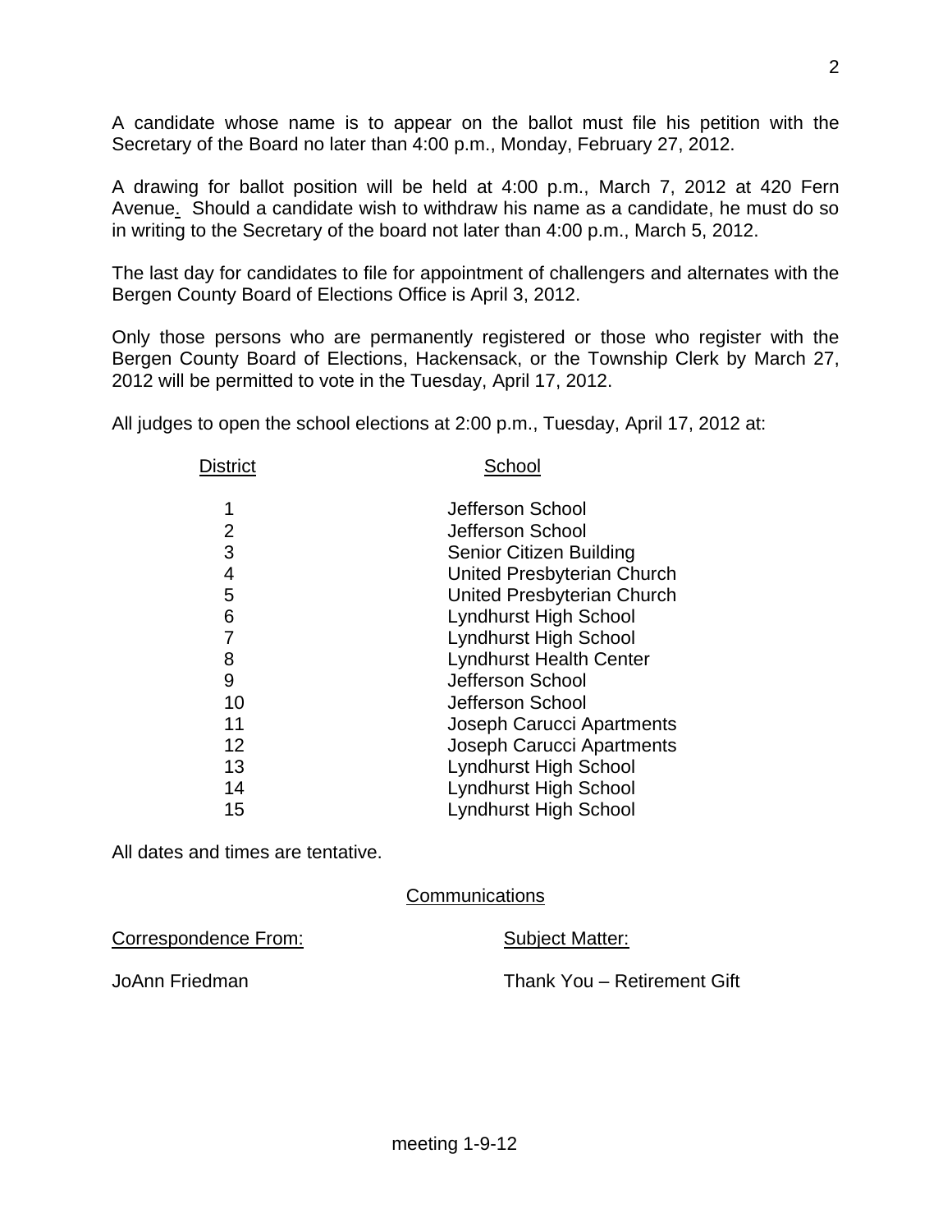A candidate whose name is to appear on the ballot must file his petition with the Secretary of the Board no later than 4:00 p.m., Monday, February 27, 2012.

A drawing for ballot position will be held at 4:00 p.m., March 7, 2012 at 420 Fern Avenue. Should a candidate wish to withdraw his name as a candidate, he must do so in writing to the Secretary of the board not later than 4:00 p.m., March 5, 2012.

The last day for candidates to file for appointment of challengers and alternates with the Bergen County Board of Elections Office is April 3, 2012.

Only those persons who are permanently registered or those who register with the Bergen County Board of Elections, Hackensack, or the Township Clerk by March 27, 2012 will be permitted to vote in the Tuesday, April 17, 2012.

All judges to open the school elections at 2:00 p.m., Tuesday, April 17, 2012 at:

| District | School |
|---|---|
| 1 | Jefferson School |
| 2 | Jefferson School |
| 3 | Senior Citizen Building |
| 4 | United Presbyterian Church |
| 5 | United Presbyterian Church |
| 6 | Lyndhurst High School |
| 7 | Lyndhurst High School |
| 8 | Lyndhurst Health Center |
| 9 | Jefferson School |
| 10 | Jefferson School |
| 11 | Joseph Carucci Apartments |
| 12 | Joseph Carucci Apartments |
| 13 | Lyndhurst High School |
| 14 | Lyndhurst High School |
| 15 | Lyndhurst High School |

All dates and times are tentative.

## Communications

| Correspondence From: | Subject Matter: |
|---|---|
| JoAnn Friedman | Thank You – Retirement Gift |

meeting 1-9-12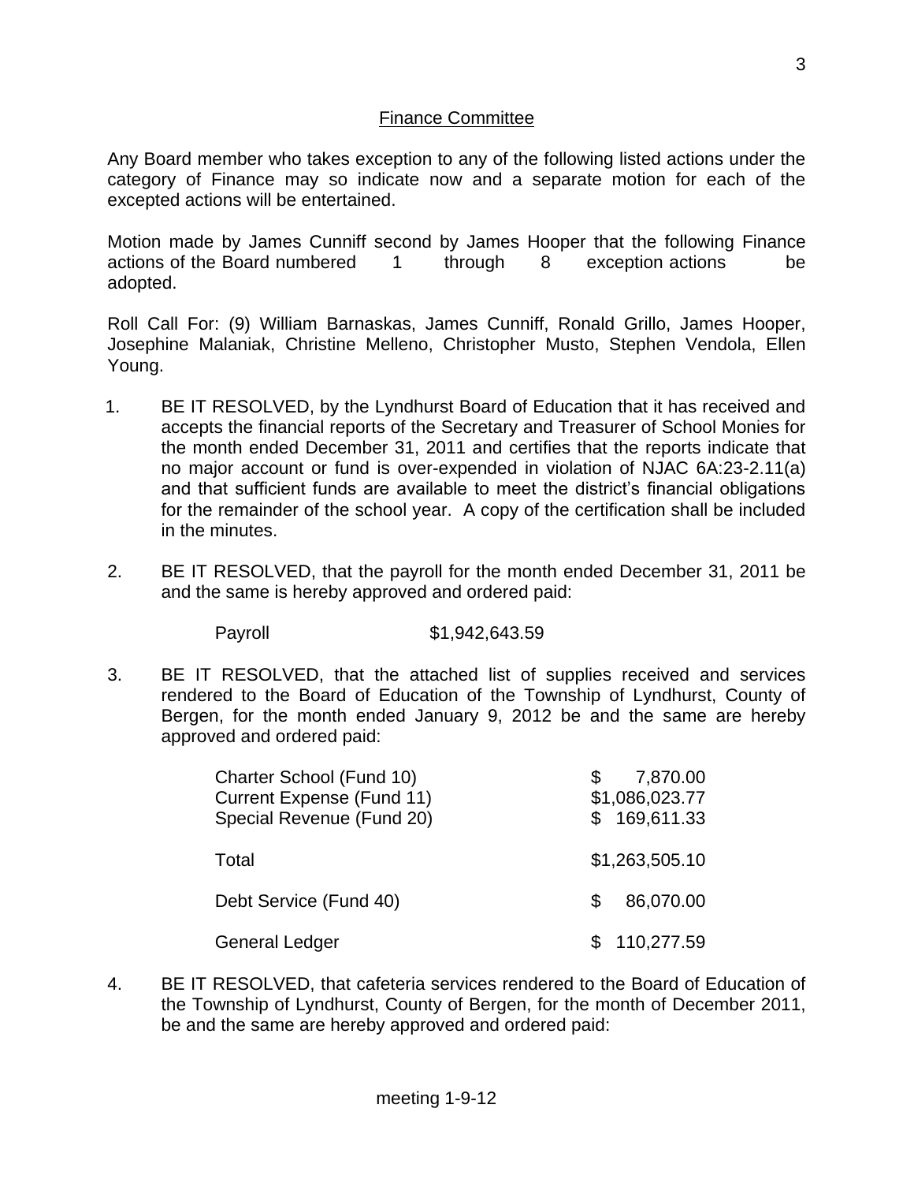## Finance Committee

Any Board member who takes exception to any of the following listed actions under the category of Finance may so indicate now and a separate motion for each of the excepted actions will be entertained.

Motion made by James Cunniff second by James Hooper that the following Finance actions of the Board numbered 1 through 8 exception actions be adopted.

Roll Call For: (9) William Barnaskas, James Cunniff, Ronald Grillo, James Hooper, Josephine Malaniak, Christine Melleno, Christopher Musto, Stephen Vendola, Ellen Young.

1. BE IT RESOLVED, by the Lyndhurst Board of Education that it has received and accepts the financial reports of the Secretary and Treasurer of School Monies for the month ended December 31, 2011 and certifies that the reports indicate that no major account or fund is over-expended in violation of NJAC 6A:23-2.11(a) and that sufficient funds are available to meet the district's financial obligations for the remainder of the school year. A copy of the certification shall be included in the minutes.

2. BE IT RESOLVED, that the payroll for the month ended December 31, 2011 be and the same is hereby approved and ordered paid:

   Payroll $1,942,643.59

3. BE IT RESOLVED, that the attached list of supplies received and services rendered to the Board of Education of the Township of Lyndhurst, County of Bergen, for the month ended January 9, 2012 be and the same are hereby approved and ordered paid:

| | |
|---|---|
| Charter School (Fund 10) | $ 7,870.00 |
| Current Expense (Fund 11) | $1,086,023.77 |
| Special Revenue (Fund 20) | $ 169,611.33 |
| Total | $1,263,505.10 |
| Debt Service (Fund 40) | $ 86,070.00 |
| General Ledger | $ 110,277.59 |

4. BE IT RESOLVED, that cafeteria services rendered to the Board of Education of the Township of Lyndhurst, County of Bergen, for the month of December 2011, be and the same are hereby approved and ordered paid: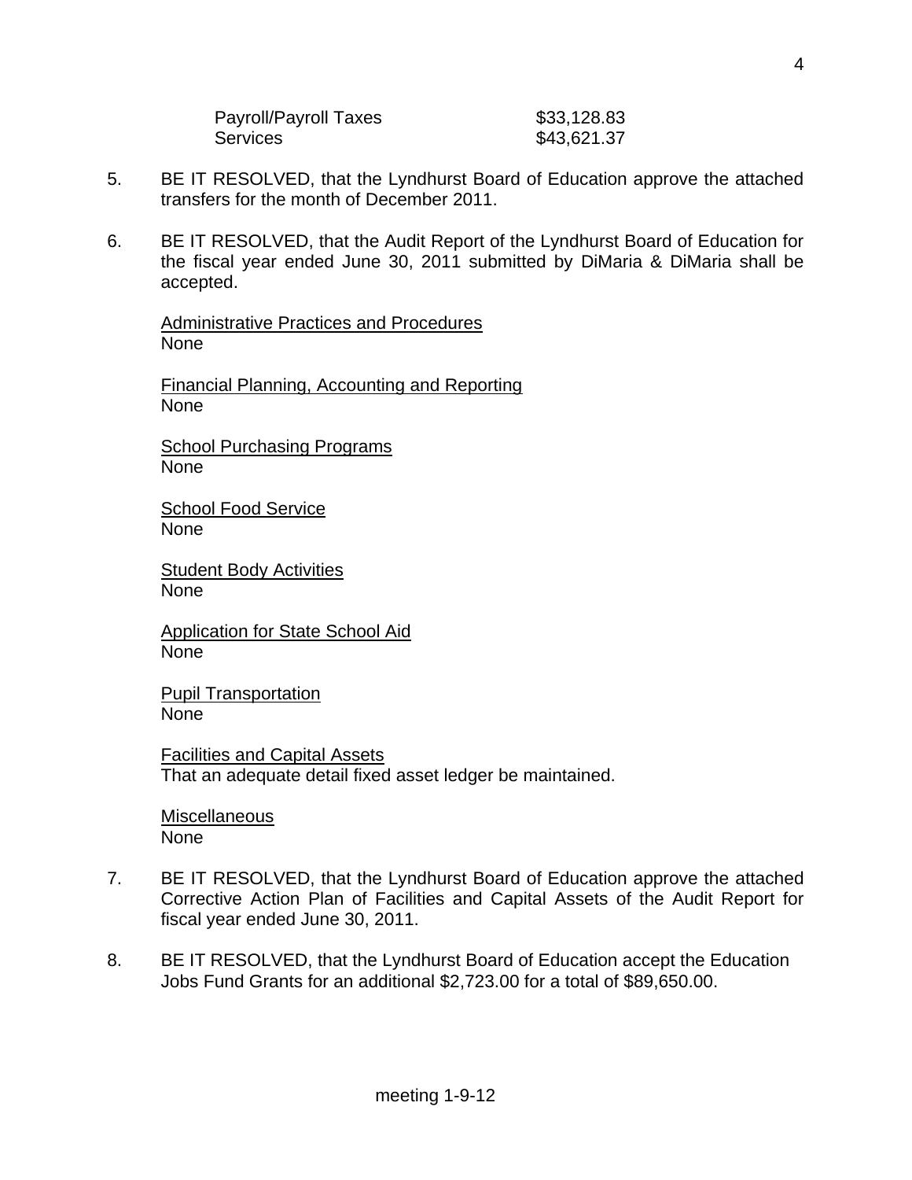| | |
|---|---|
| Payroll/Payroll Taxes | $33,128.83 |
| Services | $43,621.37 |

5. BE IT RESOLVED, that the Lyndhurst Board of Education approve the attached transfers for the month of December 2011.

6. BE IT RESOLVED, that the Audit Report of the Lyndhurst Board of Education for the fiscal year ended June 30, 2011 submitted by DiMaria & DiMaria shall be accepted.

   Administrative Practices and Procedures
   None

   Financial Planning, Accounting and Reporting
   None

   School Purchasing Programs
   None

   School Food Service
   None

   Student Body Activities
   None

   Application for State School Aid
   None

   Pupil Transportation
   None

   Facilities and Capital Assets
   That an adequate detail fixed asset ledger be maintained.

   Miscellaneous
   None

7. BE IT RESOLVED, that the Lyndhurst Board of Education approve the attached Corrective Action Plan of Facilities and Capital Assets of the Audit Report for fiscal year ended June 30, 2011.

8. BE IT RESOLVED, that the Lyndhurst Board of Education accept the Education Jobs Fund Grants for an additional $2,723.00 for a total of $89,650.00.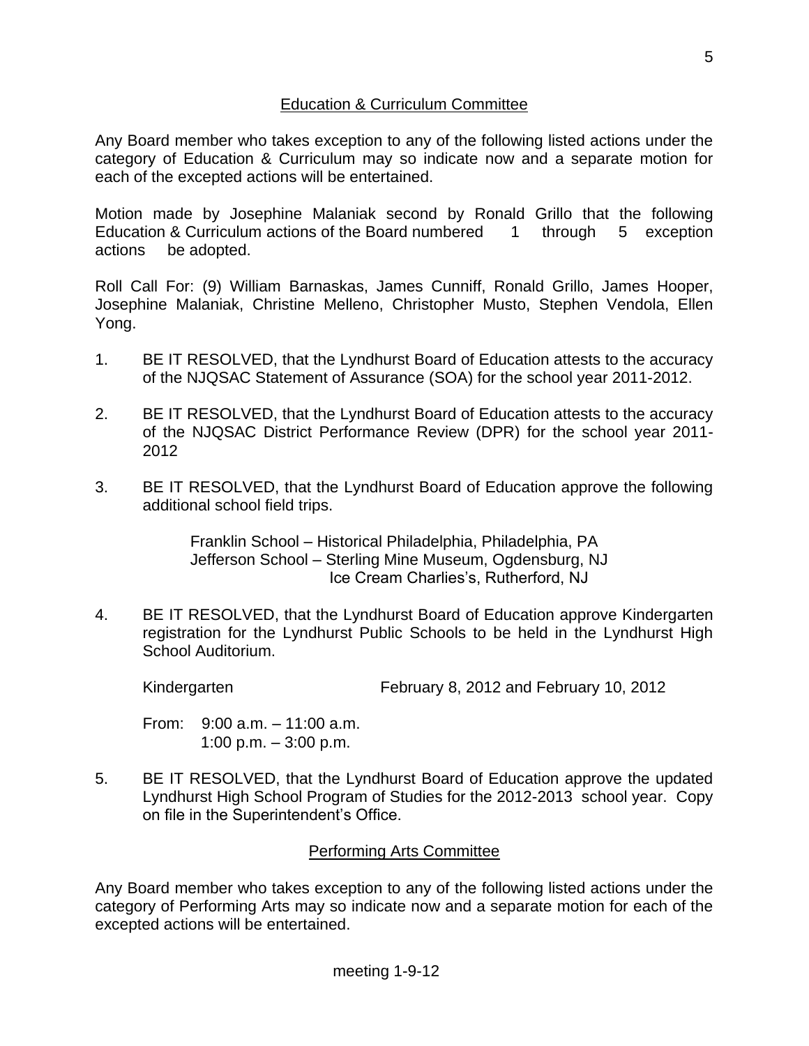## Education & Curriculum Committee

Any Board member who takes exception to any of the following listed actions under the category of Education & Curriculum may so indicate now and a separate motion for each of the excepted actions will be entertained.

Motion made by Josephine Malaniak second by Ronald Grillo that the following Education & Curriculum actions of the Board numbered 1 through 5 exception actions be adopted.

Roll Call For: (9) William Barnaskas, James Cunniff, Ronald Grillo, James Hooper, Josephine Malaniak, Christine Melleno, Christopher Musto, Stephen Vendola, Ellen Yong.

1. BE IT RESOLVED, that the Lyndhurst Board of Education attests to the accuracy of the NJQSAC Statement of Assurance (SOA) for the school year 2011-2012.

2. BE IT RESOLVED, that the Lyndhurst Board of Education attests to the accuracy of the NJQSAC District Performance Review (DPR) for the school year 2011-2012

3. BE IT RESOLVED, that the Lyndhurst Board of Education approve the following additional school field trips.

   Franklin School – Historical Philadelphia, Philadelphia, PA
   Jefferson School – Sterling Mine Museum, Ogdensburg, NJ
   Ice Cream Charlies's, Rutherford, NJ

4. BE IT RESOLVED, that the Lyndhurst Board of Education approve Kindergarten registration for the Lyndhurst Public Schools to be held in the Lyndhurst High School Auditorium.

   Kindergarten February 8, 2012 and February 10, 2012

   From: 9:00 a.m. – 11:00 a.m.
   1:00 p.m. – 3:00 p.m.

5. BE IT RESOLVED, that the Lyndhurst Board of Education approve the updated Lyndhurst High School Program of Studies for the 2012-2013 school year. Copy on file in the Superintendent's Office.

## Performing Arts Committee

Any Board member who takes exception to any of the following listed actions under the category of Performing Arts may so indicate now and a separate motion for each of the excepted actions will be entertained.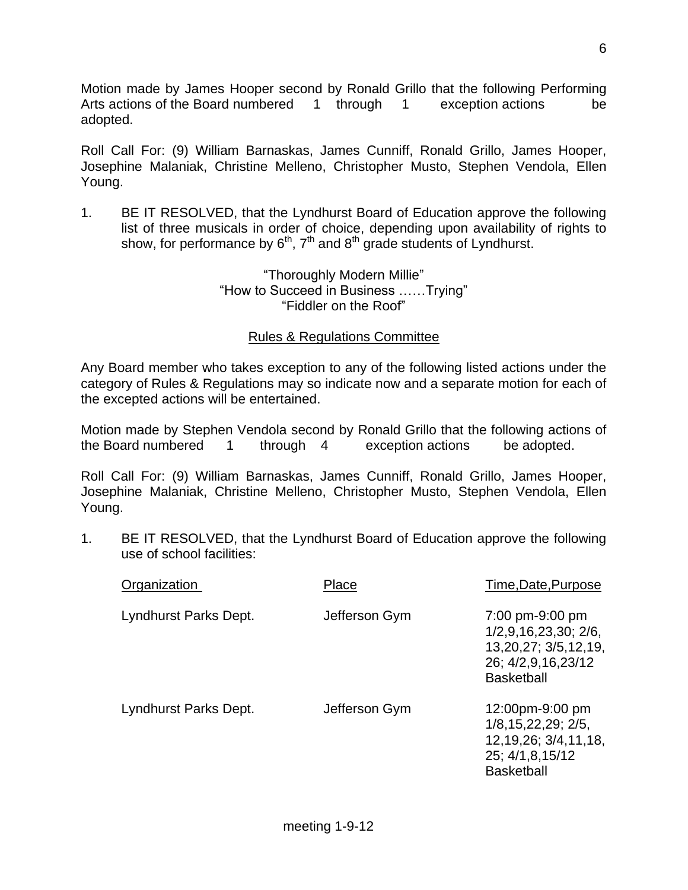Motion made by James Hooper second by Ronald Grillo that the following Performing Arts actions of the Board numbered 1 through 1 exception actions be adopted.

Roll Call For: (9) William Barnaskas, James Cunniff, Ronald Grillo, James Hooper, Josephine Malaniak, Christine Melleno, Christopher Musto, Stephen Vendola, Ellen Young.

1. BE IT RESOLVED, that the Lyndhurst Board of Education approve the following list of three musicals in order of choice, depending upon availability of rights to show, for performance by 6th, 7th and 8th grade students of Lyndhurst.

"Thoroughly Modern Millie"
"How to Succeed in Business ……Trying"
"Fiddler on the Roof"

## Rules & Regulations Committee

Any Board member who takes exception to any of the following listed actions under the category of Rules & Regulations may so indicate now and a separate motion for each of the excepted actions will be entertained.

Motion made by Stephen Vendola second by Ronald Grillo that the following actions of the Board numbered 1 through 4 exception actions be adopted.

Roll Call For: (9) William Barnaskas, James Cunniff, Ronald Grillo, James Hooper, Josephine Malaniak, Christine Melleno, Christopher Musto, Stephen Vendola, Ellen Young.

1. BE IT RESOLVED, that the Lyndhurst Board of Education approve the following use of school facilities:

| Organization | Place | Time,Date,Purpose |
|---|---|---|
| Lyndhurst Parks Dept. | Jefferson Gym | 7:00 pm-9:00 pm 1/2,9,16,23,30; 2/6, 13,20,27; 3/5,12,19, 26; 4/2,9,16,23/12 Basketball |
| Lyndhurst Parks Dept. | Jefferson Gym | 12:00pm-9:00 pm 1/8,15,22,29; 2/5, 12,19,26; 3/4,11,18, 25; 4/1,8,15/12 Basketball |

meeting 1-9-12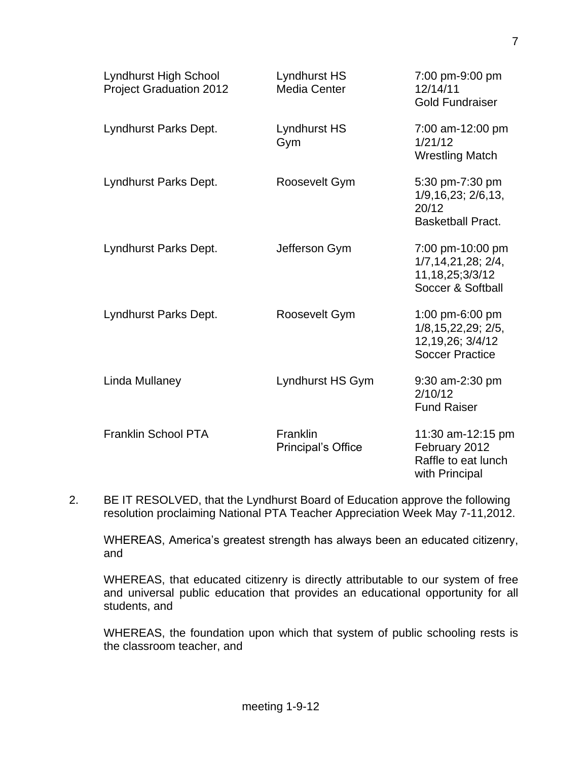| | | |
|---|---|---|
| Lyndhurst High School Project Graduation 2012 | Lyndhurst HS Media Center | 7:00 pm-9:00 pm 12/14/11 Gold Fundraiser |
| Lyndhurst Parks Dept. | Lyndhurst HS Gym | 7:00 am-12:00 pm 1/21/12 Wrestling Match |
| Lyndhurst Parks Dept. | Roosevelt Gym | 5:30 pm-7:30 pm 1/9,16,23; 2/6,13, 20/12 Basketball Pract. |
| Lyndhurst Parks Dept. | Jefferson Gym | 7:00 pm-10:00 pm 1/7,14,21,28; 2/4, 11,18,25;3/3/12 Soccer & Softball |
| Lyndhurst Parks Dept. | Roosevelt Gym | 1:00 pm-6:00 pm 1/8,15,22,29; 2/5, 12,19,26; 3/4/12 Soccer Practice |
| Linda Mullaney | Lyndhurst HS Gym | 9:30 am-2:30 pm 2/10/12 Fund Raiser |
| Franklin School PTA | Franklin Principal's Office | 11:30 am-12:15 pm February 2012 Raffle to eat lunch with Principal |

2. BE IT RESOLVED, that the Lyndhurst Board of Education approve the following resolution proclaiming National PTA Teacher Appreciation Week May 7-11,2012.

   WHEREAS, America's greatest strength has always been an educated citizenry, and

   WHEREAS, that educated citizenry is directly attributable to our system of free and universal public education that provides an educational opportunity for all students, and

   WHEREAS, the foundation upon which that system of public schooling rests is the classroom teacher, and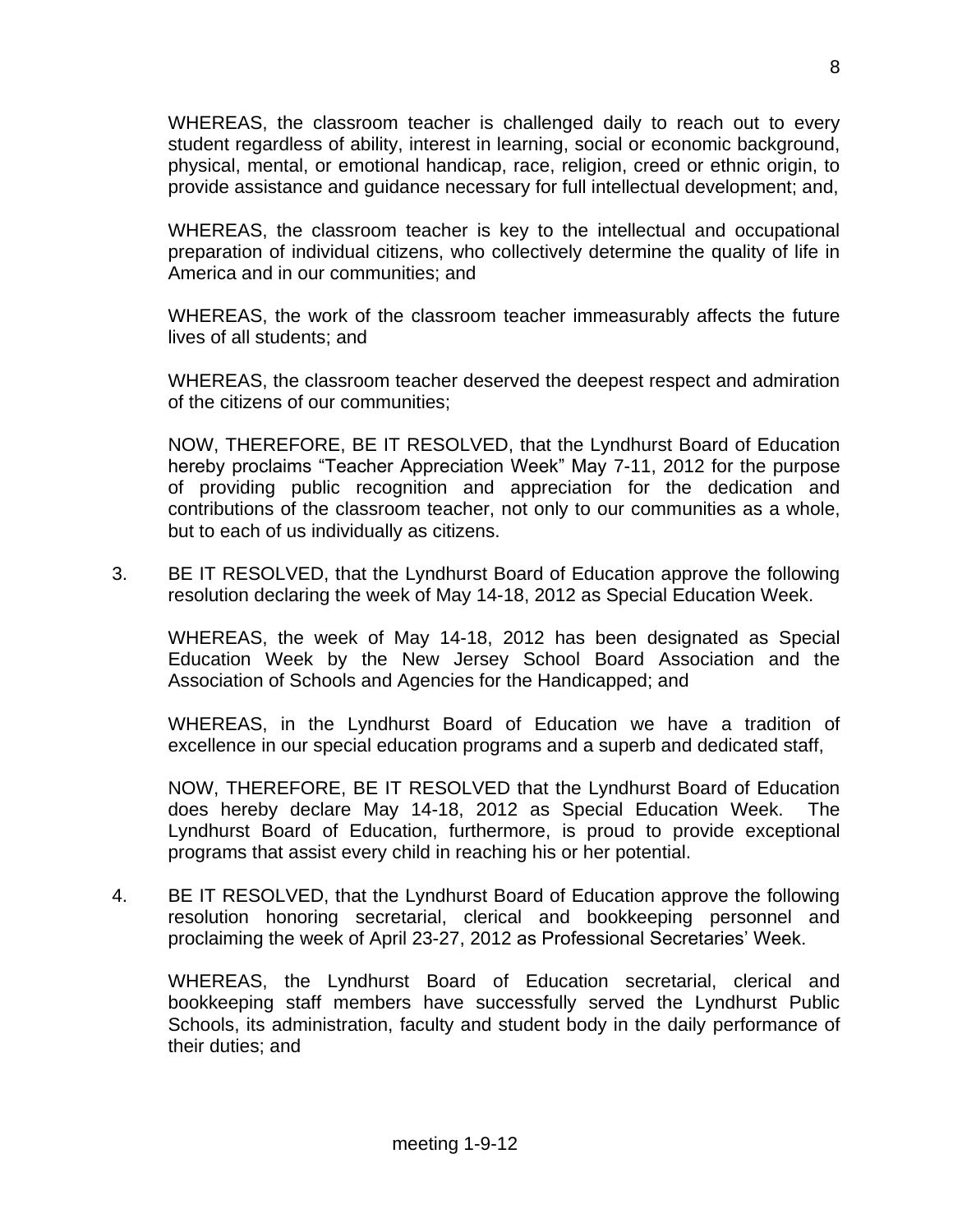WHEREAS, the classroom teacher is challenged daily to reach out to every student regardless of ability, interest in learning, social or economic background, physical, mental, or emotional handicap, race, religion, creed or ethnic origin, to provide assistance and guidance necessary for full intellectual development; and,

WHEREAS, the classroom teacher is key to the intellectual and occupational preparation of individual citizens, who collectively determine the quality of life in America and in our communities; and

WHEREAS, the work of the classroom teacher immeasurably affects the future lives of all students; and

WHEREAS, the classroom teacher deserved the deepest respect and admiration of the citizens of our communities;

NOW, THEREFORE, BE IT RESOLVED, that the Lyndhurst Board of Education hereby proclaims "Teacher Appreciation Week" May 7-11, 2012 for the purpose of providing public recognition and appreciation for the dedication and contributions of the classroom teacher, not only to our communities as a whole, but to each of us individually as citizens.

3. BE IT RESOLVED, that the Lyndhurst Board of Education approve the following resolution declaring the week of May 14-18, 2012 as Special Education Week.

   WHEREAS, the week of May 14-18, 2012 has been designated as Special Education Week by the New Jersey School Board Association and the Association of Schools and Agencies for the Handicapped; and

   WHEREAS, in the Lyndhurst Board of Education we have a tradition of excellence in our special education programs and a superb and dedicated staff,

   NOW, THEREFORE, BE IT RESOLVED that the Lyndhurst Board of Education does hereby declare May 14-18, 2012 as Special Education Week. The Lyndhurst Board of Education, furthermore, is proud to provide exceptional programs that assist every child in reaching his or her potential.

4. BE IT RESOLVED, that the Lyndhurst Board of Education approve the following resolution honoring secretarial, clerical and bookkeeping personnel and proclaiming the week of April 23-27, 2012 as Professional Secretaries' Week.

   WHEREAS, the Lyndhurst Board of Education secretarial, clerical and bookkeeping staff members have successfully served the Lyndhurst Public Schools, its administration, faculty and student body in the daily performance of their duties; and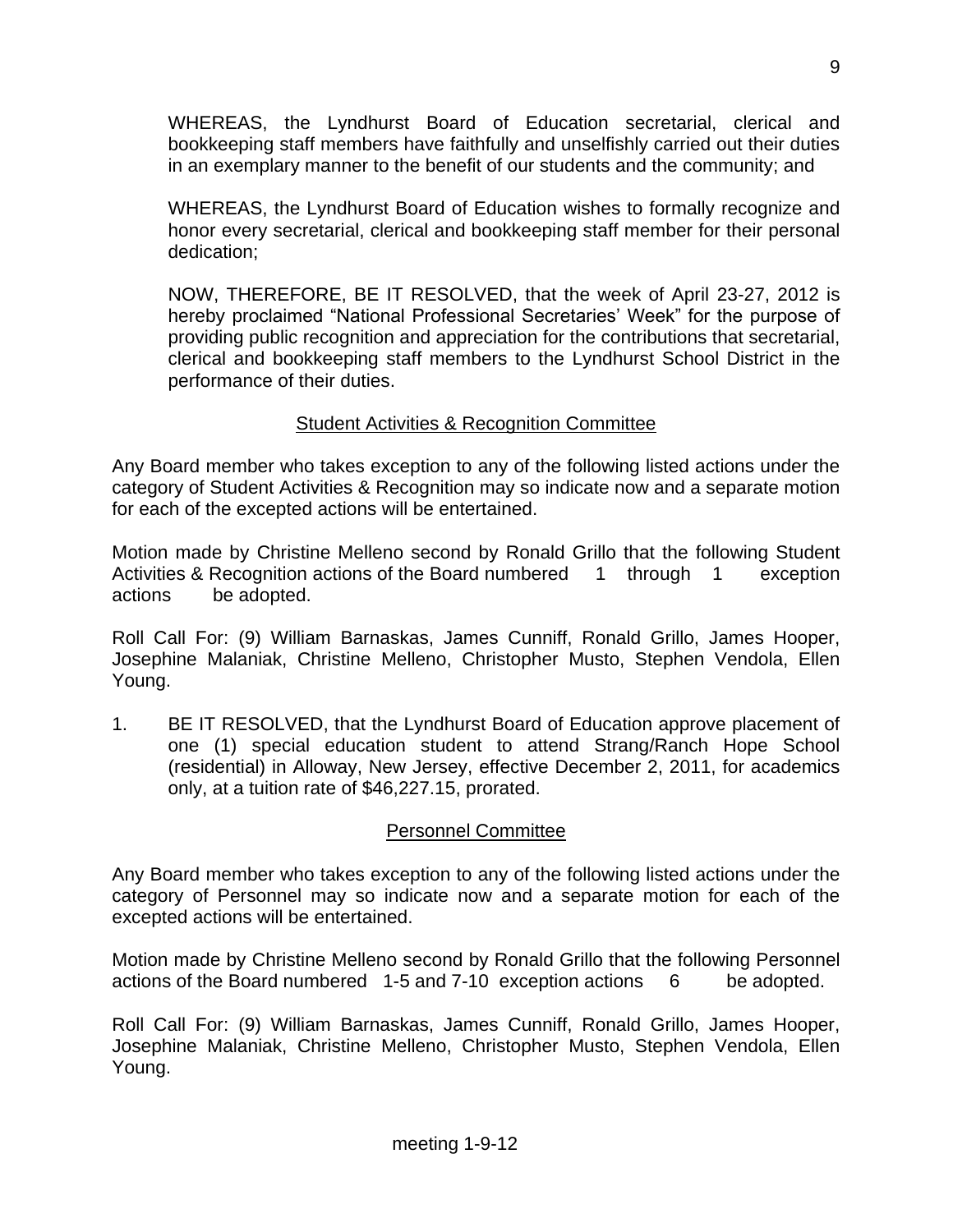WHEREAS, the Lyndhurst Board of Education secretarial, clerical and bookkeeping staff members have faithfully and unselfishly carried out their duties in an exemplary manner to the benefit of our students and the community; and

WHEREAS, the Lyndhurst Board of Education wishes to formally recognize and honor every secretarial, clerical and bookkeeping staff member for their personal dedication;

NOW, THEREFORE, BE IT RESOLVED, that the week of April 23-27, 2012 is hereby proclaimed "National Professional Secretaries' Week" for the purpose of providing public recognition and appreciation for the contributions that secretarial, clerical and bookkeeping staff members to the Lyndhurst School District in the performance of their duties.

## Student Activities & Recognition Committee

Any Board member who takes exception to any of the following listed actions under the category of Student Activities & Recognition may so indicate now and a separate motion for each of the excepted actions will be entertained.

Motion made by Christine Melleno second by Ronald Grillo that the following Student Activities & Recognition actions of the Board numbered 1 through 1 exception actions be adopted.

Roll Call For: (9) William Barnaskas, James Cunniff, Ronald Grillo, James Hooper, Josephine Malaniak, Christine Melleno, Christopher Musto, Stephen Vendola, Ellen Young.

1. BE IT RESOLVED, that the Lyndhurst Board of Education approve placement of one (1) special education student to attend Strang/Ranch Hope School (residential) in Alloway, New Jersey, effective December 2, 2011, for academics only, at a tuition rate of $46,227.15, prorated.

## Personnel Committee

Any Board member who takes exception to any of the following listed actions under the category of Personnel may so indicate now and a separate motion for each of the excepted actions will be entertained.

Motion made by Christine Melleno second by Ronald Grillo that the following Personnel actions of the Board numbered 1-5 and 7-10 exception actions 6 be adopted.

Roll Call For: (9) William Barnaskas, James Cunniff, Ronald Grillo, James Hooper, Josephine Malaniak, Christine Melleno, Christopher Musto, Stephen Vendola, Ellen Young.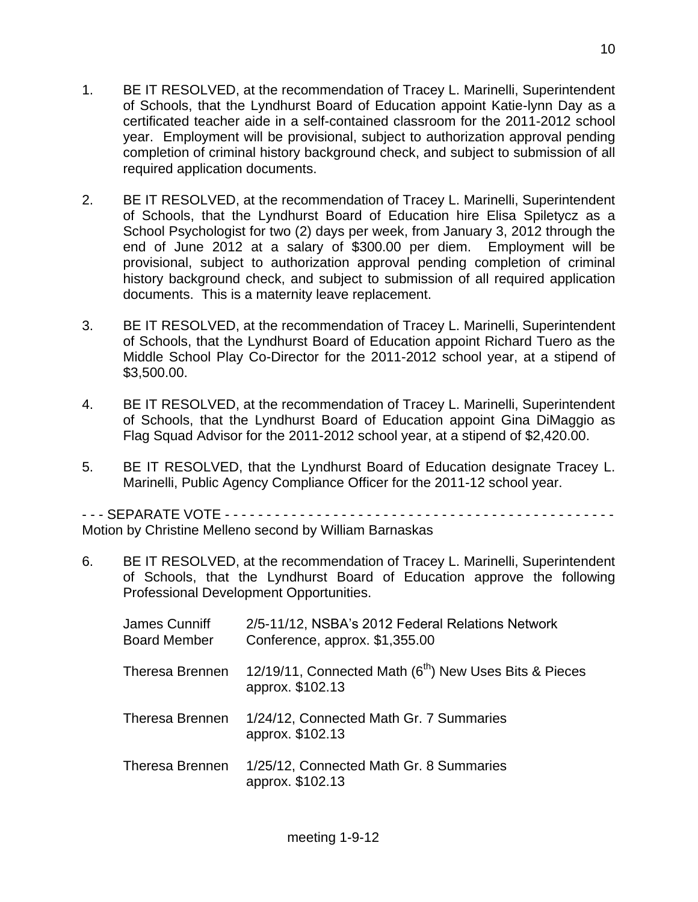1. BE IT RESOLVED, at the recommendation of Tracey L. Marinelli, Superintendent of Schools, that the Lyndhurst Board of Education appoint Katie-lynn Day as a certificated teacher aide in a self-contained classroom for the 2011-2012 school year. Employment will be provisional, subject to authorization approval pending completion of criminal history background check, and subject to submission of all required application documents.

2. BE IT RESOLVED, at the recommendation of Tracey L. Marinelli, Superintendent of Schools, that the Lyndhurst Board of Education hire Elisa Spiletycz as a School Psychologist for two (2) days per week, from January 3, 2012 through the end of June 2012 at a salary of $300.00 per diem. Employment will be provisional, subject to authorization approval pending completion of criminal history background check, and subject to submission of all required application documents. This is a maternity leave replacement.

3. BE IT RESOLVED, at the recommendation of Tracey L. Marinelli, Superintendent of Schools, that the Lyndhurst Board of Education appoint Richard Tuero as the Middle School Play Co-Director for the 2011-2012 school year, at a stipend of $3,500.00.

4. BE IT RESOLVED, at the recommendation of Tracey L. Marinelli, Superintendent of Schools, that the Lyndhurst Board of Education appoint Gina DiMaggio as Flag Squad Advisor for the 2011-2012 school year, at a stipend of $2,420.00.

5. BE IT RESOLVED, that the Lyndhurst Board of Education designate Tracey L. Marinelli, Public Agency Compliance Officer for the 2011-12 school year.

- - - SEPARATE VOTE - - - - - - - - - - - - - - - - - - - - - - - - - - - - - - - - - - - - - - - - - - - - - - -
Motion by Christine Melleno second by William Barnaskas

6. BE IT RESOLVED, at the recommendation of Tracey L. Marinelli, Superintendent of Schools, that the Lyndhurst Board of Education approve the following Professional Development Opportunities.

| | |
|---|---|
| James Cunniff<br>Board Member | 2/5-11/12, NSBA's 2012 Federal Relations Network Conference, approx. $1,355.00 |
| Theresa Brennen | 12/19/11, Connected Math (6th) New Uses Bits & Pieces approx. $102.13 |
| Theresa Brennen | 1/24/12, Connected Math Gr. 7 Summaries approx. $102.13 |
| Theresa Brennen | 1/25/12, Connected Math Gr. 8 Summaries approx. $102.13 |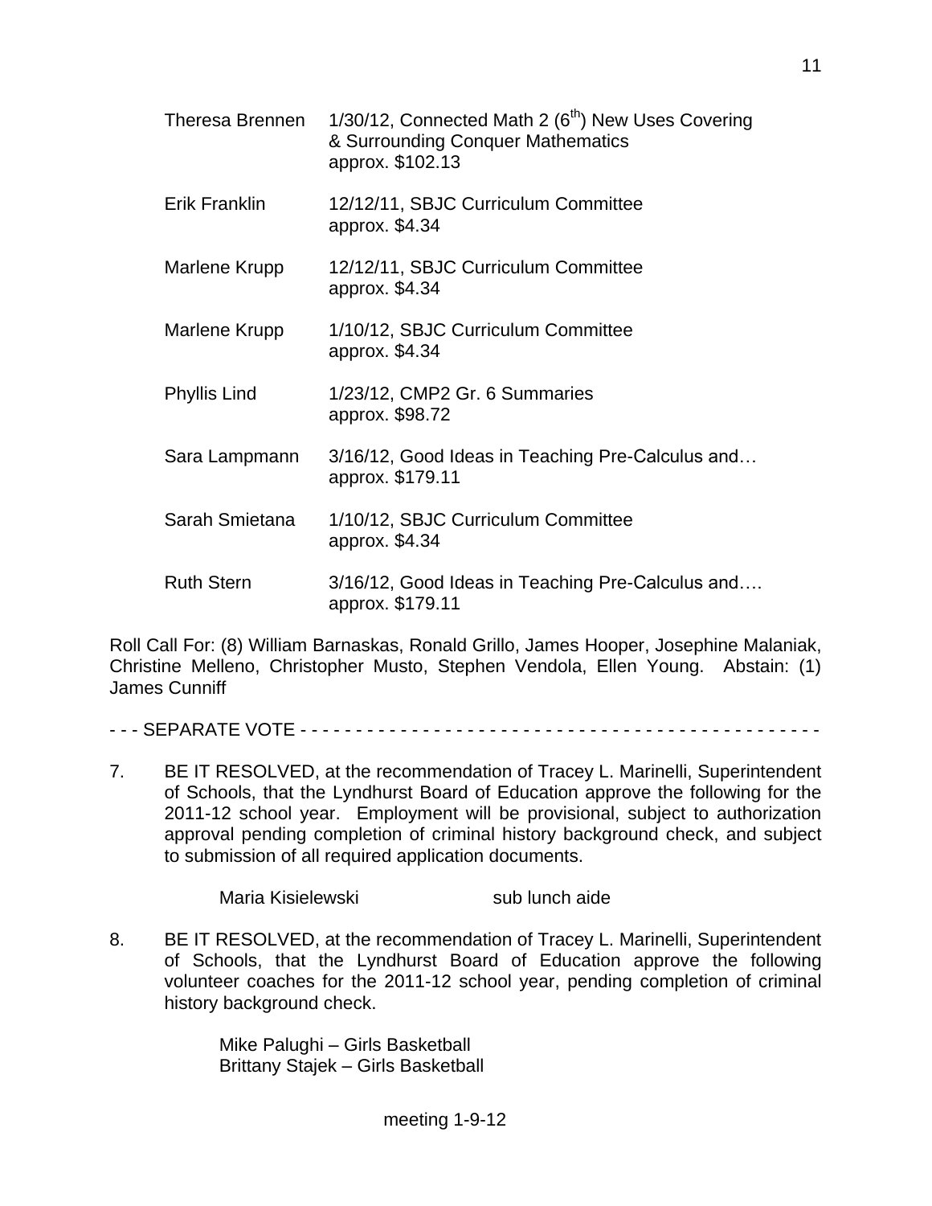| | |
|---|---|
| Theresa Brennen | 1/30/12, Connected Math 2 (6th) New Uses Covering & Surrounding Conquer Mathematics approx. $102.13 |
| Erik Franklin | 12/12/11, SBJC Curriculum Committee approx. $4.34 |
| Marlene Krupp | 12/12/11, SBJC Curriculum Committee approx. $4.34 |
| Marlene Krupp | 1/10/12, SBJC Curriculum Committee approx. $4.34 |
| Phyllis Lind | 1/23/12, CMP2 Gr. 6 Summaries approx. $98.72 |
| Sara Lampmann | 3/16/12, Good Ideas in Teaching Pre-Calculus and… approx. $179.11 |
| Sarah Smietana | 1/10/12, SBJC Curriculum Committee approx. $4.34 |
| Ruth Stern | 3/16/12, Good Ideas in Teaching Pre-Calculus and…. approx. $179.11 |

Roll Call For: (8) William Barnaskas, Ronald Grillo, James Hooper, Josephine Malaniak, Christine Melleno, Christopher Musto, Stephen Vendola, Ellen Young. Abstain: (1) James Cunniff

- - - SEPARATE VOTE - - - - - - - - - - - - - - - - - - - - - - - - - - - - - - - - - - - - - - - - - - - - - - - -

7. BE IT RESOLVED, at the recommendation of Tracey L. Marinelli, Superintendent of Schools, that the Lyndhurst Board of Education approve the following for the 2011-12 school year. Employment will be provisional, subject to authorization approval pending completion of criminal history background check, and subject to submission of all required application documents.

   Maria Kisielewski — sub lunch aide

8. BE IT RESOLVED, at the recommendation of Tracey L. Marinelli, Superintendent of Schools, that the Lyndhurst Board of Education approve the following volunteer coaches for the 2011-12 school year, pending completion of criminal history background check.

   Mike Palughi – Girls Basketball
   Brittany Stajek – Girls Basketball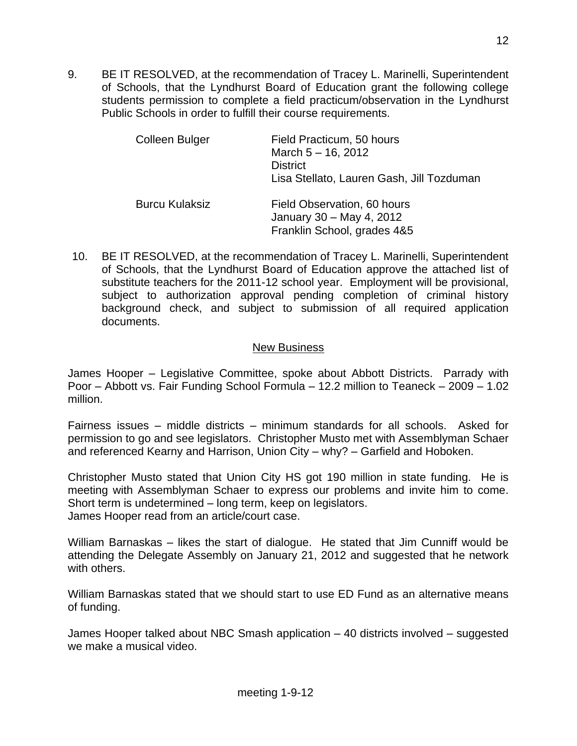9. BE IT RESOLVED, at the recommendation of Tracey L. Marinelli, Superintendent of Schools, that the Lyndhurst Board of Education grant the following college students permission to complete a field practicum/observation in the Lyndhurst Public Schools in order to fulfill their course requirements.

| | |
|---|---|
| Colleen Bulger | Field Practicum, 50 hours<br>March 5 – 16, 2012<br>District<br>Lisa Stellato, Lauren Gash, Jill Tozduman |
| Burcu Kulaksiz | Field Observation, 60 hours<br>January 30 – May 4, 2012<br>Franklin School, grades 4&5 |

10. BE IT RESOLVED, at the recommendation of Tracey L. Marinelli, Superintendent of Schools, that the Lyndhurst Board of Education approve the attached list of substitute teachers for the 2011-12 school year. Employment will be provisional, subject to authorization approval pending completion of criminal history background check, and subject to submission of all required application documents.

## New Business

James Hooper – Legislative Committee, spoke about Abbott Districts. Parrady with Poor – Abbott vs. Fair Funding School Formula – 12.2 million to Teaneck – 2009 – 1.02 million.

Fairness issues – middle districts – minimum standards for all schools. Asked for permission to go and see legislators. Christopher Musto met with Assemblyman Schaer and referenced Kearny and Harrison, Union City – why? – Garfield and Hoboken.

Christopher Musto stated that Union City HS got 190 million in state funding. He is meeting with Assemblyman Schaer to express our problems and invite him to come. Short term is undetermined – long term, keep on legislators.
James Hooper read from an article/court case.

William Barnaskas – likes the start of dialogue. He stated that Jim Cunniff would be attending the Delegate Assembly on January 21, 2012 and suggested that he network with others.

William Barnaskas stated that we should start to use ED Fund as an alternative means of funding.

James Hooper talked about NBC Smash application – 40 districts involved – suggested we make a musical video.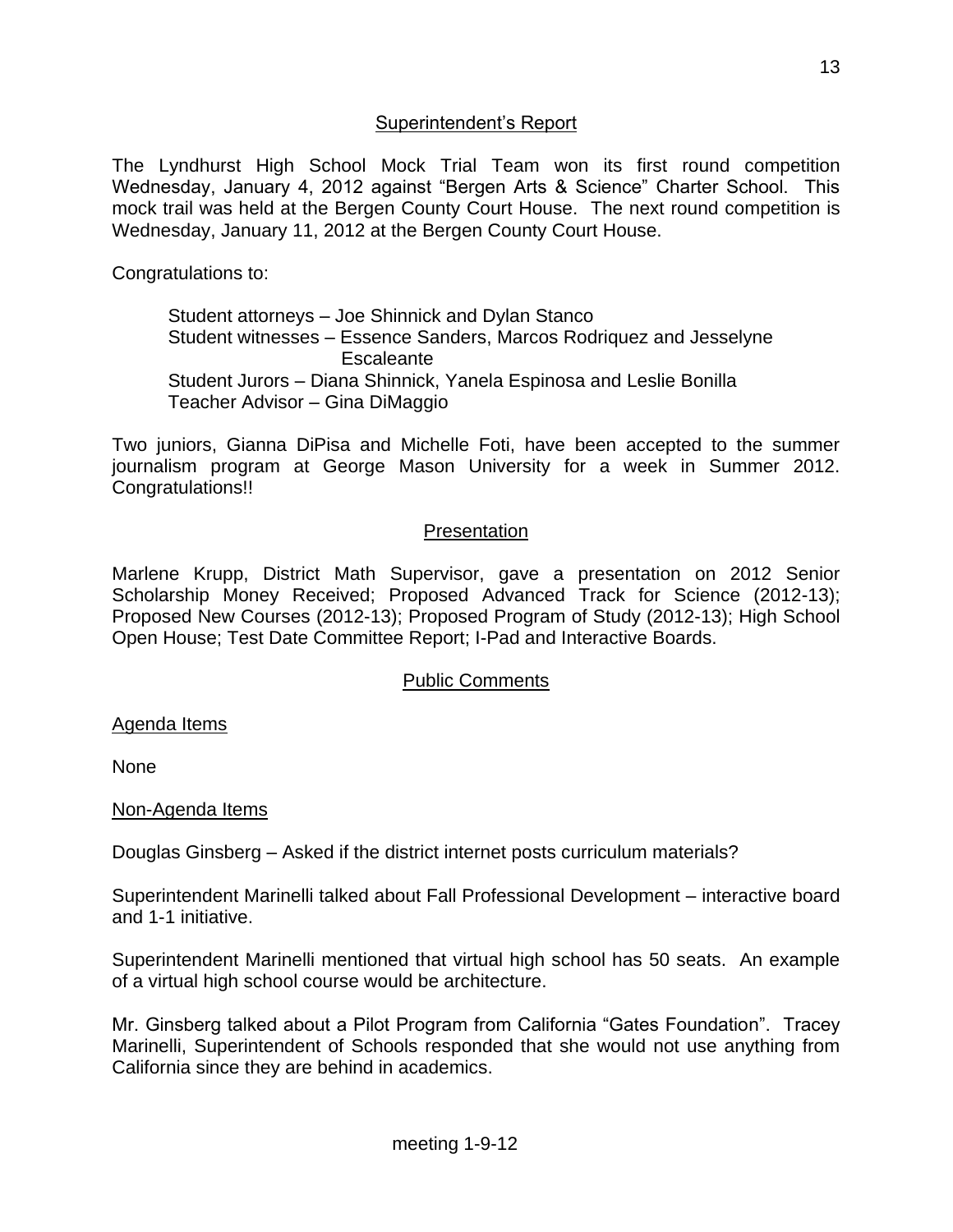## Superintendent's Report

The Lyndhurst High School Mock Trial Team won its first round competition Wednesday, January 4, 2012 against "Bergen Arts & Science" Charter School. This mock trail was held at the Bergen County Court House. The next round competition is Wednesday, January 11, 2012 at the Bergen County Court House.

Congratulations to:

> Student attorneys – Joe Shinnick and Dylan Stanco
> Student witnesses – Essence Sanders, Marcos Rodriquez and Jesselyne Escaleante
> Student Jurors – Diana Shinnick, Yanela Espinosa and Leslie Bonilla
> Teacher Advisor – Gina DiMaggio

Two juniors, Gianna DiPisa and Michelle Foti, have been accepted to the summer journalism program at George Mason University for a week in Summer 2012. Congratulations!!

## Presentation

Marlene Krupp, District Math Supervisor, gave a presentation on 2012 Senior Scholarship Money Received; Proposed Advanced Track for Science (2012-13); Proposed New Courses (2012-13); Proposed Program of Study (2012-13); High School Open House; Test Date Committee Report; I-Pad and Interactive Boards.

## Public Comments

### Agenda Items

None

### Non-Agenda Items

Douglas Ginsberg – Asked if the district internet posts curriculum materials?

Superintendent Marinelli talked about Fall Professional Development – interactive board and 1-1 initiative.

Superintendent Marinelli mentioned that virtual high school has 50 seats. An example of a virtual high school course would be architecture.

Mr. Ginsberg talked about a Pilot Program from California "Gates Foundation". Tracey Marinelli, Superintendent of Schools responded that she would not use anything from California since they are behind in academics.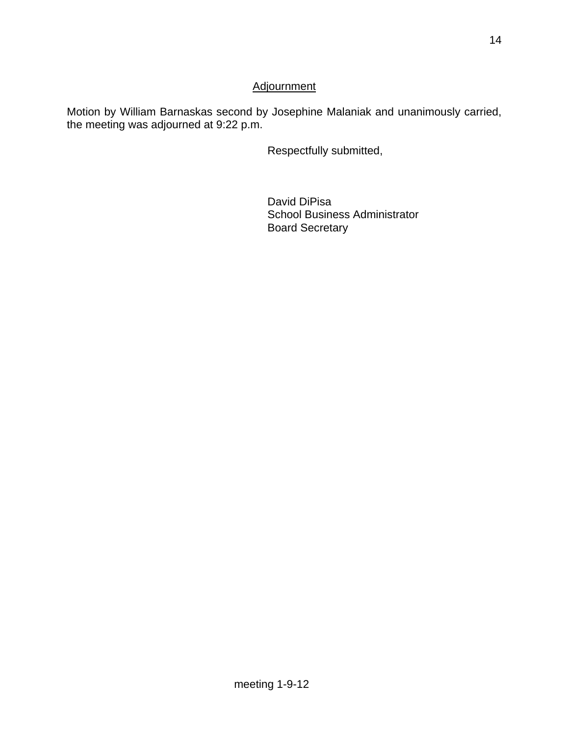## Adjournment

Motion by William Barnaskas second by Josephine Malaniak and unanimously carried, the meeting was adjourned at 9:22 p.m.

Respectfully submitted,

David DiPisa
School Business Administrator
Board Secretary